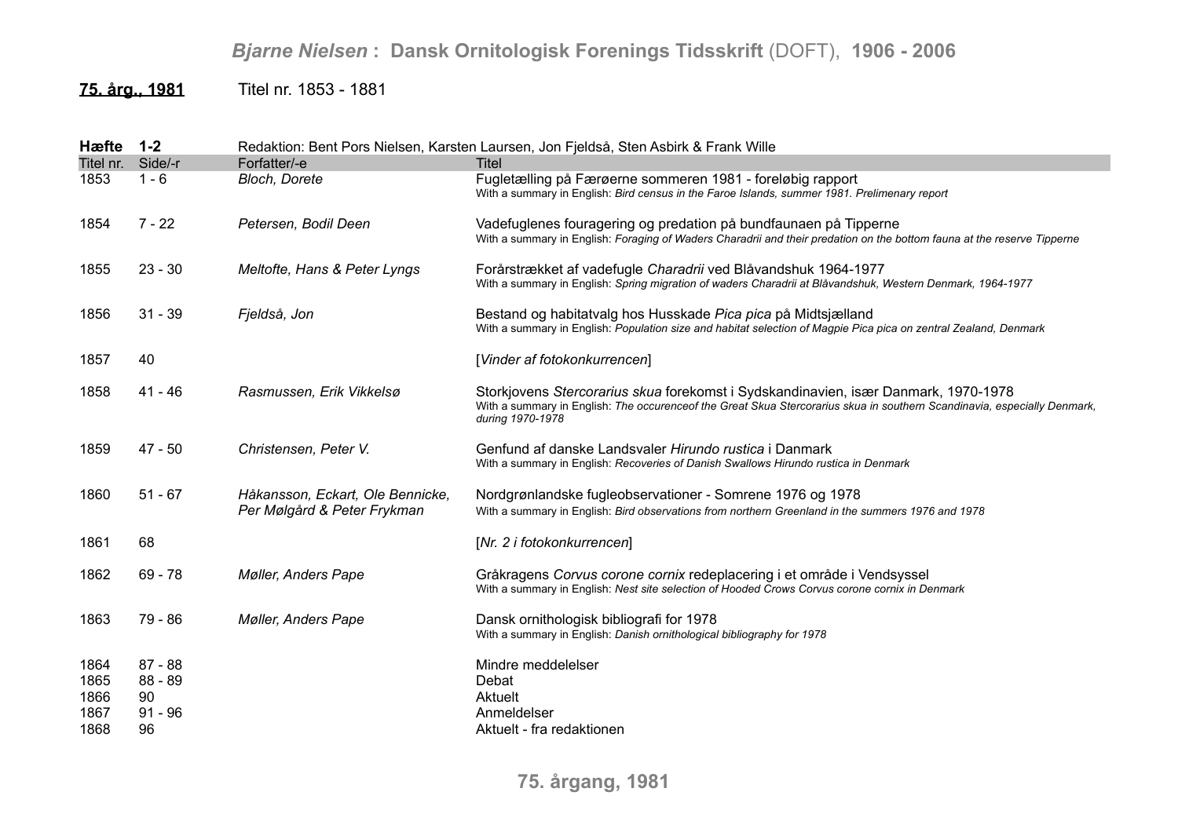**75. årg., 1981** Titel nr. 1853 - 1881

**Hæfte 1-2** Redaktion: Bent Pors Nielsen, Karsten Laursen, Jon Fjeldså, Sten Asbirk & Frank Wille

| Titel nr. | Side/-r | Forfatter/-e | Titel |
|---|---|---|---|
| 1853 | 1 - 6 | *Bloch, Dorete* | Fugletælling på Færøerne sommeren 1981 - foreløbig rapport<br>With a summary in English: *Bird census in the Faroe Islands, summer 1981. Prelimenary report* |
| 1854 | 7 - 22 | *Petersen, Bodil Deen* | Vadefuglenes fouragering og predation på bundfaunaen på Tipperne<br>With a summary in English: *Foraging of Waders Charadrii and their predation on the bottom fauna at the reserve Tipperne* |
| 1855 | 23 - 30 | *Meltofte, Hans & Peter Lyngs* | Forårstrækket af vadefugle *Charadrii* ved Blåvandshuk 1964-1977<br>With a summary in English: *Spring migration of waders Charadrii at Blåvandshuk, Western Denmark, 1964-1977* |
| 1856 | 31 - 39 | *Fjeldså, Jon* | Bestand og habitatvalg hos Husskade *Pica pica* på Midtsjælland<br>With a summary in English: *Population size and habitat selection of Magpie Pica pica on zentral Zealand, Denmark* |
| 1857 | 40 | | [*Vinder af fotokonkurrencen*] |
| 1858 | 41 - 46 | *Rasmussen, Erik Vikkelsø* | Storkjovens *Stercorarius skua* forekomst i Sydskandinavien, især Danmark, 1970-1978<br>With a summary in English: *The occurenceof the Great Skua Stercorarius skua in southern Scandinavia, especially Denmark, during 1970-1978* |
| 1859 | 47 - 50 | *Christensen, Peter V.* | Genfund af danske Landsvaler *Hirundo rustica* i Danmark<br>With a summary in English: *Recoveries of Danish Swallows Hirundo rustica in Denmark* |
| 1860 | 51 - 67 | *Håkansson, Eckart, Ole Bennicke, Per Mølgård & Peter Frykman* | Nordgrønlandske fugleobservationer - Somrene 1976 og 1978<br>With a summary in English: *Bird observations from northern Greenland in the summers 1976 and 1978* |
| 1861 | 68 | | [*Nr. 2 i fotokonkurrencen*] |
| 1862 | 69 - 78 | *Møller, Anders Pape* | Gråkragens *Corvus corone cornix* redeplacering i et område i Vendsyssel<br>With a summary in English: *Nest site selection of Hooded Crows Corvus corone cornix in Denmark* |
| 1863 | 79 - 86 | *Møller, Anders Pape* | Dansk ornithologisk bibliografi for 1978<br>With a summary in English: *Danish ornithological bibliography for 1978* |
| 1864 | 87 - 88 | | Mindre meddelelser |
| 1865 | 88 - 89 | | Debat |
| 1866 | 90 | | Aktuelt |
| 1867 | 91 - 96 | | Anmeldelser |
| 1868 | 96 | | Aktuelt - fra redaktionen |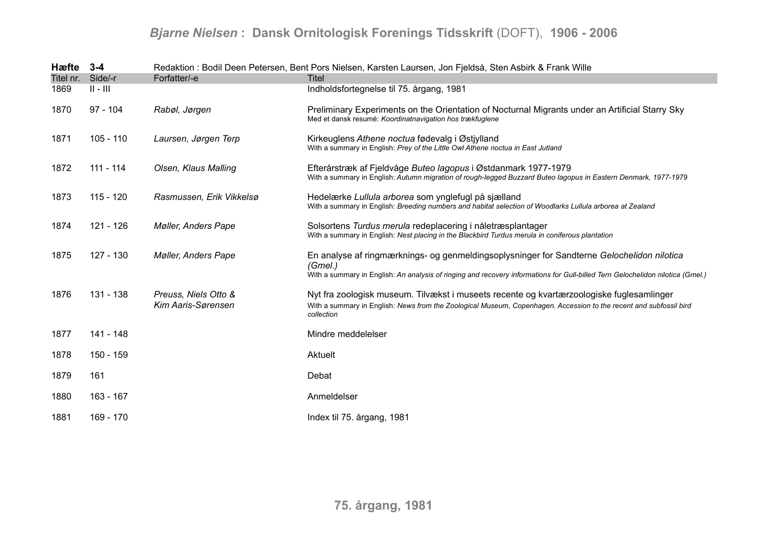**Hæfte 3-4** Redaktion : Bodil Deen Petersen, Bent Pors Nielsen, Karsten Laursen, Jon Fjeldså, Sten Asbirk & Frank Wille

| Titel nr. | Side/-r | Forfatter/-e | Titel |
|---|---|---|---|
| 1869 | II - III | | Indholdsfortegnelse til 75. årgang, 1981 |
| 1870 | 97 - 104 | *Rabøl, Jørgen* | Preliminary Experiments on the Orientation of Nocturnal Migrants under an Artificial Starry Sky<br>Med et dansk resumé: *Koordinatnavigation hos trækfuglene* |
| 1871 | 105 - 110 | *Laursen, Jørgen Terp* | Kirkeuglens *Athene noctua* fødevalg i Østjylland<br>With a summary in English: *Prey of the Little Owl Athene noctua in East Jutland* |
| 1872 | 111 - 114 | *Olsen, Klaus Malling* | Efterårstræk af Fjeldvåge *Buteo lagopus* i Østdanmark 1977-1979<br>With a summary in English: *Autumn migration of rough-legged Buzzard Buteo lagopus in Eastern Denmark, 1977-1979* |
| 1873 | 115 - 120 | *Rasmussen, Erik Vikkelsø* | Hedelærke *Lullula arborea* som ynglefugl på sjælland<br>With a summary in English: *Breeding numbers and habitat selection of Woodlarks Lullula arborea at Zealand* |
| 1874 | 121 - 126 | *Møller, Anders Pape* | Solsortens *Turdus merula* redeplacering i nåletræsplantager<br>With a summary in English: *Nest placing in the Blackbird Turdus merula in coniferous plantation* |
| 1875 | 127 - 130 | *Møller, Anders Pape* | En analyse af ringmærknings- og genmeldingsoplysninger for Sandterne *Gelochelidon nilotica (Gmel.)*<br>With a summary in English: *An analysis of ringing and recovery informations for Gull-billed Tern Gelochelidon nilotica (Gmel.)* |
| 1876 | 131 - 138 | *Preuss, Niels Otto &*<br>*Kim Aaris-Sørensen* | Nyt fra zoologisk museum. Tilvækst i museets recente og kvartærzoologiske fuglesamlinger<br>With a summary in English: *News from the Zoological Museum, Copenhagen. Accession to the recent and subfossil bird collection* |
| 1877 | 141 - 148 | | Mindre meddelelser |
| 1878 | 150 - 159 | | Aktuelt |
| 1879 | 161 | | Debat |
| 1880 | 163 - 167 | | Anmeldelser |
| 1881 | 169 - 170 | | Index til 75. årgang, 1981 |